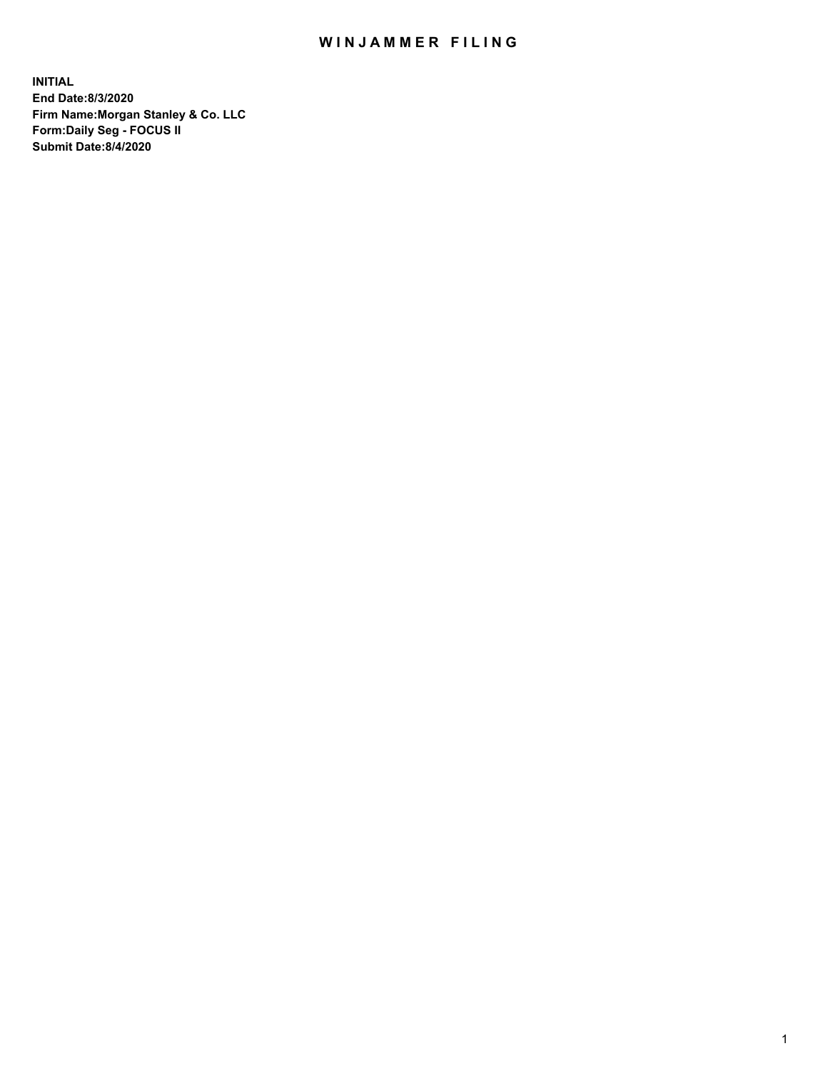# WINJAMMER FILING

**INITIAL**
**End Date:8/3/2020**
**Firm Name:Morgan Stanley & Co. LLC**
**Form:Daily Seg - FOCUS II**
**Submit Date:8/4/2020**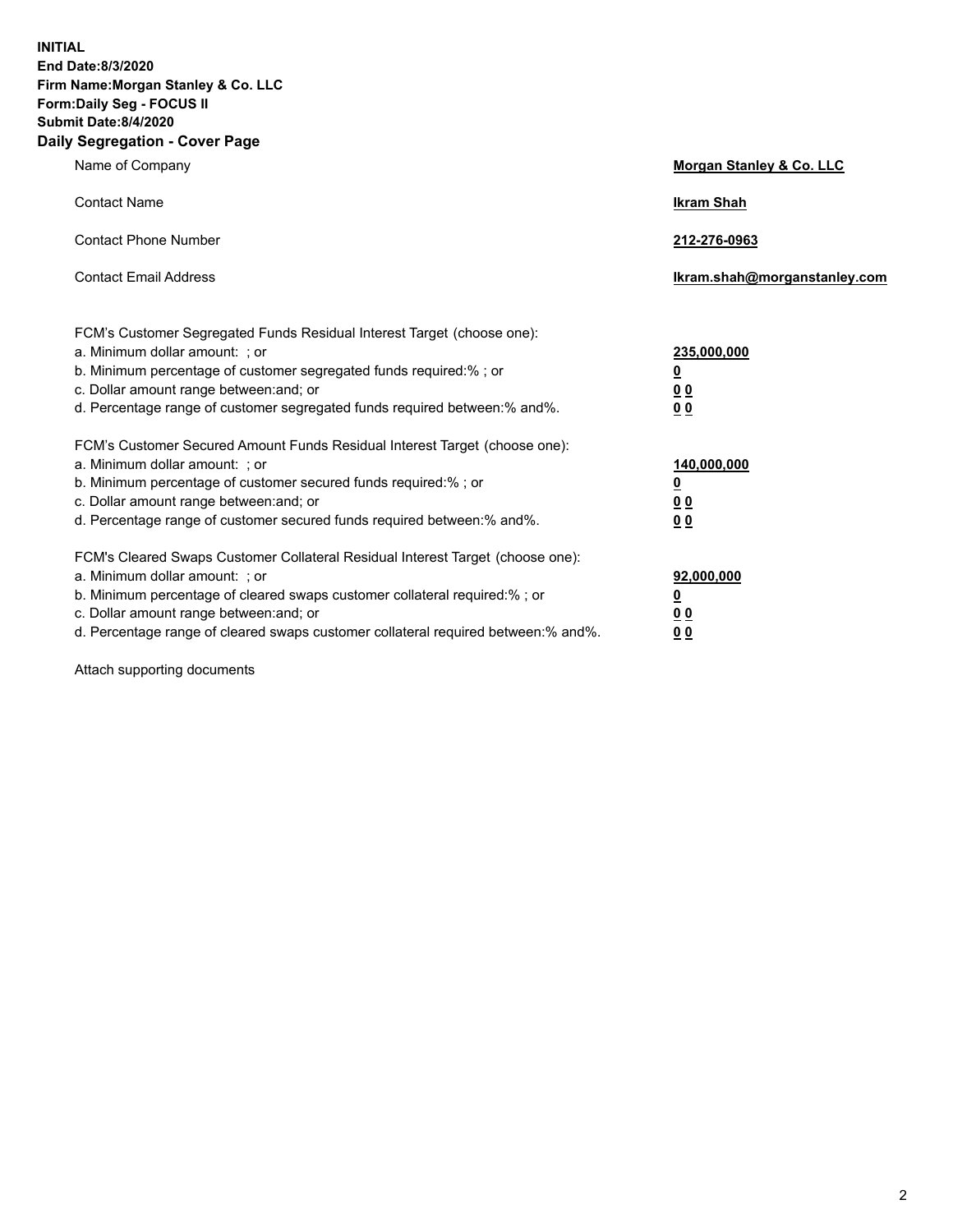**INITIAL**
**End Date:8/3/2020**
**Firm Name:Morgan Stanley & Co. LLC**
**Form:Daily Seg - FOCUS II**
**Submit Date:8/4/2020**

## Daily Segregation - Cover Page

| | |
|---|---|
| Name of Company | **Morgan Stanley & Co. LLC** |
| Contact Name | **Ikram Shah** |
| Contact Phone Number | **212-276-0963** |
| Contact Email Address | **Ikram.shah@morganstanley.com** |

| | |
|---|---|
| FCM's Customer Segregated Funds Residual Interest Target (choose one): | |
| a. Minimum dollar amount: ; or | **235,000,000** |
| b. Minimum percentage of customer segregated funds required:% ; or | **0** |
| c. Dollar amount range between:and; or | **0 0** |
| d. Percentage range of customer segregated funds required between:% and%. | **0 0** |
| FCM's Customer Secured Amount Funds Residual Interest Target (choose one): | |
| a. Minimum dollar amount: ; or | **140,000,000** |
| b. Minimum percentage of customer secured funds required:% ; or | **0** |
| c. Dollar amount range between:and; or | **0 0** |
| d. Percentage range of customer secured funds required between:% and%. | **0 0** |
| FCM's Cleared Swaps Customer Collateral Residual Interest Target (choose one): | |
| a. Minimum dollar amount: ; or | **92,000,000** |
| b. Minimum percentage of cleared swaps customer collateral required:% ; or | **0** |
| c. Dollar amount range between:and; or | **0 0** |
| d. Percentage range of cleared swaps customer collateral required between:% and%. | **0 0** |

Attach supporting documents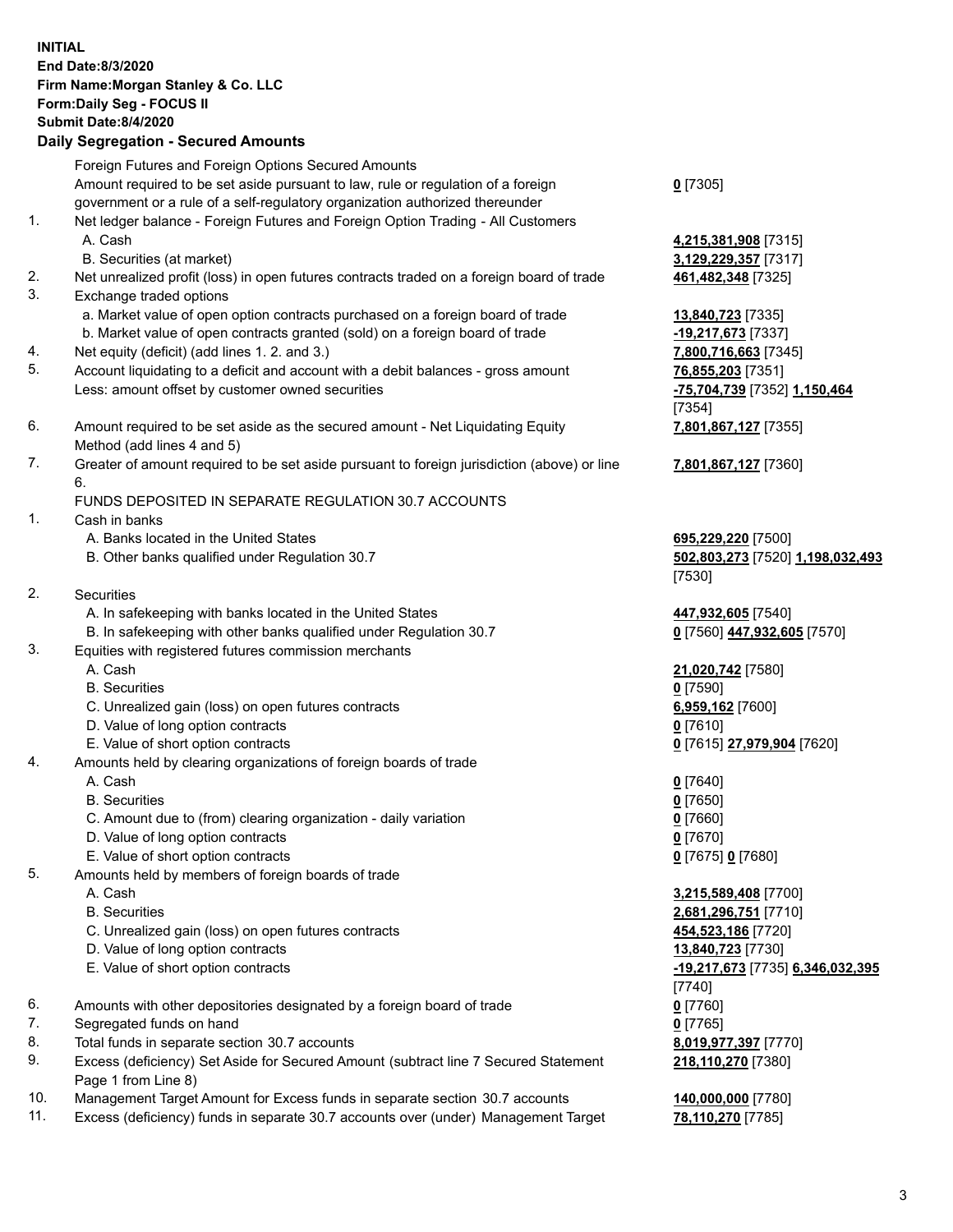**INITIAL**
**End Date:8/3/2020**
**Firm Name:Morgan Stanley & Co. LLC**
**Form:Daily Seg - FOCUS II**
**Submit Date:8/4/2020**

## Daily Segregation - Secured Amounts

| | | |
|---|---|---|
| | Foreign Futures and Foreign Options Secured Amounts | |
| | Amount required to be set aside pursuant to law, rule or regulation of a foreign government or a rule of a self-regulatory organization authorized thereunder | **0** [7305] |
| 1. | Net ledger balance - Foreign Futures and Foreign Option Trading - All Customers | |
| | A. Cash | **4,215,381,908** [7315] |
| | B. Securities (at market) | **3,129,229,357** [7317] |
| 2. | Net unrealized profit (loss) in open futures contracts traded on a foreign board of trade | **461,482,348** [7325] |
| 3. | Exchange traded options | |
| | a. Market value of open option contracts purchased on a foreign board of trade | **13,840,723** [7335] |
| | b. Market value of open contracts granted (sold) on a foreign board of trade | **-19,217,673** [7337] |
| 4. | Net equity (deficit) (add lines 1. 2. and 3.) | **7,800,716,663** [7345] |
| 5. | Account liquidating to a deficit and account with a debit balances - gross amount | **76,855,203** [7351] |
| | Less: amount offset by customer owned securities | **-75,704,739** [7352] **1,150,464** [7354] |
| 6. | Amount required to be set aside as the secured amount - Net Liquidating Equity Method (add lines 4 and 5) | **7,801,867,127** [7355] |
| 7. | Greater of amount required to be set aside pursuant to foreign jurisdiction (above) or line 6. | **7,801,867,127** [7360] |
| | FUNDS DEPOSITED IN SEPARATE REGULATION 30.7 ACCOUNTS | |
| 1. | Cash in banks | |
| | A. Banks located in the United States | **695,229,220** [7500] |
| | B. Other banks qualified under Regulation 30.7 | **502,803,273** [7520] **1,198,032,493** [7530] |
| 2. | Securities | |
| | A. In safekeeping with banks located in the United States | **447,932,605** [7540] |
| | B. In safekeeping with other banks qualified under Regulation 30.7 | **0** [7560] **447,932,605** [7570] |
| 3. | Equities with registered futures commission merchants | |
| | A. Cash | **21,020,742** [7580] |
| | B. Securities | **0** [7590] |
| | C. Unrealized gain (loss) on open futures contracts | **6,959,162** [7600] |
| | D. Value of long option contracts | **0** [7610] |
| | E. Value of short option contracts | **0** [7615] **27,979,904** [7620] |
| 4. | Amounts held by clearing organizations of foreign boards of trade | |
| | A. Cash | **0** [7640] |
| | B. Securities | **0** [7650] |
| | C. Amount due to (from) clearing organization - daily variation | **0** [7660] |
| | D. Value of long option contracts | **0** [7670] |
| | E. Value of short option contracts | **0** [7675] **0** [7680] |
| 5. | Amounts held by members of foreign boards of trade | |
| | A. Cash | **3,215,589,408** [7700] |
| | B. Securities | **2,681,296,751** [7710] |
| | C. Unrealized gain (loss) on open futures contracts | **454,523,186** [7720] |
| | D. Value of long option contracts | **13,840,723** [7730] |
| | E. Value of short option contracts | **-19,217,673** [7735] **6,346,032,395** [7740] |
| 6. | Amounts with other depositories designated by a foreign board of trade | **0** [7760] |
| 7. | Segregated funds on hand | **0** [7765] |
| 8. | Total funds in separate section 30.7 accounts | **8,019,977,397** [7770] |
| 9. | Excess (deficiency) Set Aside for Secured Amount (subtract line 7 Secured Statement Page 1 from Line 8) | **218,110,270** [7380] |
| 10. | Management Target Amount for Excess funds in separate section 30.7 accounts | **140,000,000** [7780] |
| 11. | Excess (deficiency) funds in separate 30.7 accounts over (under) Management Target | **78,110,270** [7785] |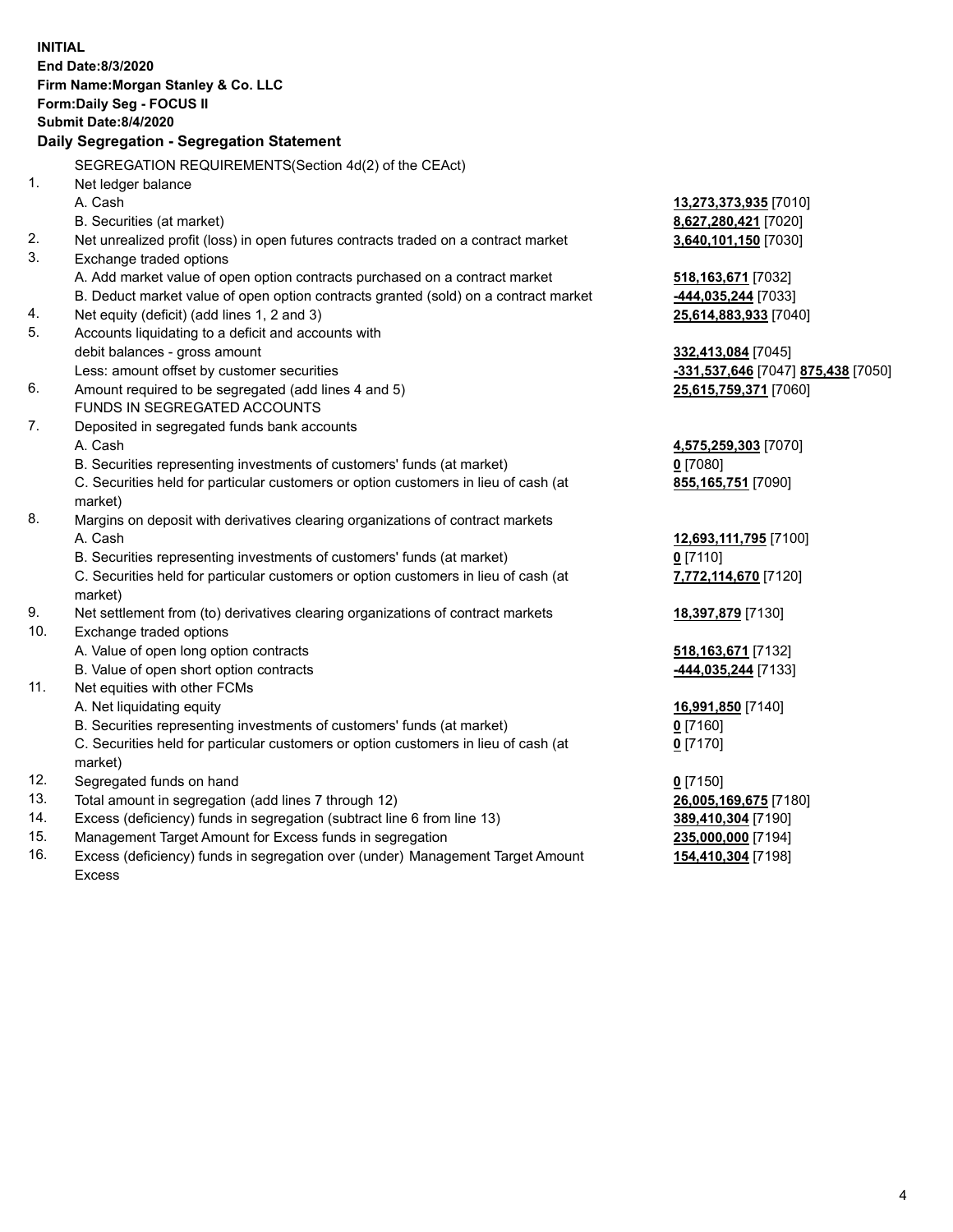**INITIAL**
**End Date:8/3/2020**
**Firm Name:Morgan Stanley & Co. LLC**
**Form:Daily Seg - FOCUS II**
**Submit Date:8/4/2020**

**Daily Segregation - Segregation Statement**

| | SEGREGATION REQUIREMENTS(Section 4d(2) of the CEAct) | |
|---|---|---|
| 1. | Net ledger balance | |
| | A. Cash | **13,273,373,935** [7010] |
| | B. Securities (at market) | **8,627,280,421** [7020] |
| 2. | Net unrealized profit (loss) in open futures contracts traded on a contract market | **3,640,101,150** [7030] |
| 3. | Exchange traded options | |
| | A. Add market value of open option contracts purchased on a contract market | **518,163,671** [7032] |
| | B. Deduct market value of open option contracts granted (sold) on a contract market | **-444,035,244** [7033] |
| 4. | Net equity (deficit) (add lines 1, 2 and 3) | **25,614,883,933** [7040] |
| 5. | Accounts liquidating to a deficit and accounts with debit balances - gross amount | **332,413,084** [7045] |
| | Less: amount offset by customer securities | **-331,537,646** [7047] **875,438** [7050] |
| 6. | Amount required to be segregated (add lines 4 and 5) | **25,615,759,371** [7060] |
| | FUNDS IN SEGREGATED ACCOUNTS | |
| 7. | Deposited in segregated funds bank accounts | |
| | A. Cash | **4,575,259,303** [7070] |
| | B. Securities representing investments of customers' funds (at market) | **0** [7080] |
| | C. Securities held for particular customers or option customers in lieu of cash (at market) | **855,165,751** [7090] |
| 8. | Margins on deposit with derivatives clearing organizations of contract markets | |
| | A. Cash | **12,693,111,795** [7100] |
| | B. Securities representing investments of customers' funds (at market) | **0** [7110] |
| | C. Securities held for particular customers or option customers in lieu of cash (at market) | **7,772,114,670** [7120] |
| 9. | Net settlement from (to) derivatives clearing organizations of contract markets | **18,397,879** [7130] |
| 10. | Exchange traded options | |
| | A. Value of open long option contracts | **518,163,671** [7132] |
| | B. Value of open short option contracts | **-444,035,244** [7133] |
| 11. | Net equities with other FCMs | |
| | A. Net liquidating equity | **16,991,850** [7140] |
| | B. Securities representing investments of customers' funds (at market) | **0** [7160] |
| | C. Securities held for particular customers or option customers in lieu of cash (at market) | **0** [7170] |
| 12. | Segregated funds on hand | **0** [7150] |
| 13. | Total amount in segregation (add lines 7 through 12) | **26,005,169,675** [7180] |
| 14. | Excess (deficiency) funds in segregation (subtract line 6 from line 13) | **389,410,304** [7190] |
| 15. | Management Target Amount for Excess funds in segregation | **235,000,000** [7194] |
| 16. | Excess (deficiency) funds in segregation over (under) Management Target Amount Excess | **154,410,304** [7198] |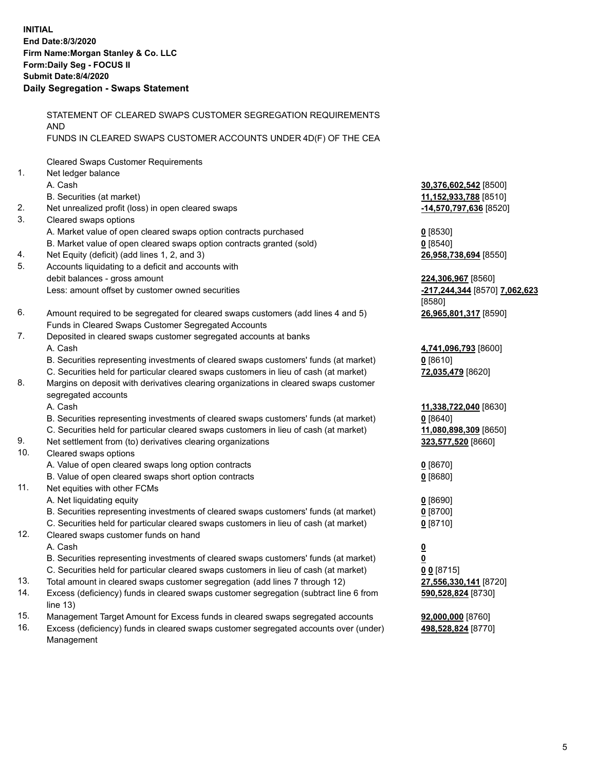**INITIAL**
**End Date:8/3/2020**
**Firm Name:Morgan Stanley & Co. LLC**
**Form:Daily Seg - FOCUS II**
**Submit Date:8/4/2020**
**Daily Segregation - Swaps Statement**

STATEMENT OF CLEARED SWAPS CUSTOMER SEGREGATION REQUIREMENTS AND
FUNDS IN CLEARED SWAPS CUSTOMER ACCOUNTS UNDER 4D(F) OF THE CEA

| | | |
|---|---|---|
| | Cleared Swaps Customer Requirements | |
| 1. | Net ledger balance | |
| | A. Cash | **30,376,602,542** [8500] |
| | B. Securities (at market) | **11,152,933,788** [8510] |
| 2. | Net unrealized profit (loss) in open cleared swaps | **-14,570,797,636** [8520] |
| 3. | Cleared swaps options | |
| | A. Market value of open cleared swaps option contracts purchased | **0** [8530] |
| | B. Market value of open cleared swaps option contracts granted (sold) | **0** [8540] |
| 4. | Net Equity (deficit) (add lines 1, 2, and 3) | **26,958,738,694** [8550] |
| 5. | Accounts liquidating to a deficit and accounts with debit balances - gross amount | **224,306,967** [8560] |
| | Less: amount offset by customer owned securities | **-217,244,344** [8570] **7,062,623** [8580] |
| 6. | Amount required to be segregated for cleared swaps customers (add lines 4 and 5) | **26,965,801,317** [8590] |
| | Funds in Cleared Swaps Customer Segregated Accounts | |
| 7. | Deposited in cleared swaps customer segregated accounts at banks | |
| | A. Cash | **4,741,096,793** [8600] |
| | B. Securities representing investments of cleared swaps customers' funds (at market) | **0** [8610] |
| | C. Securities held for particular cleared swaps customers in lieu of cash (at market) | **72,035,479** [8620] |
| 8. | Margins on deposit with derivatives clearing organizations in cleared swaps customer segregated accounts | |
| | A. Cash | **11,338,722,040** [8630] |
| | B. Securities representing investments of cleared swaps customers' funds (at market) | **0** [8640] |
| | C. Securities held for particular cleared swaps customers in lieu of cash (at market) | **11,080,898,309** [8650] |
| 9. | Net settlement from (to) derivatives clearing organizations | **323,577,520** [8660] |
| 10. | Cleared swaps options | |
| | A. Value of open cleared swaps long option contracts | **0** [8670] |
| | B. Value of open cleared swaps short option contracts | **0** [8680] |
| 11. | Net equities with other FCMs | |
| | A. Net liquidating equity | **0** [8690] |
| | B. Securities representing investments of cleared swaps customers' funds (at market) | **0** [8700] |
| | C. Securities held for particular cleared swaps customers in lieu of cash (at market) | **0** [8710] |
| 12. | Cleared swaps customer funds on hand | |
| | A. Cash | **0** |
| | B. Securities representing investments of cleared swaps customers' funds (at market) | **0** |
| | C. Securities held for particular cleared swaps customers in lieu of cash (at market) | **0** **0** [8715] |
| 13. | Total amount in cleared swaps customer segregation (add lines 7 through 12) | **27,556,330,141** [8720] |
| 14. | Excess (deficiency) funds in cleared swaps customer segregation (subtract line 6 from line 13) | **590,528,824** [8730] |
| 15. | Management Target Amount for Excess funds in cleared swaps segregated accounts | **92,000,000** [8760] |
| 16. | Excess (deficiency) funds in cleared swaps customer segregated accounts over (under) Management | **498,528,824** [8770] |